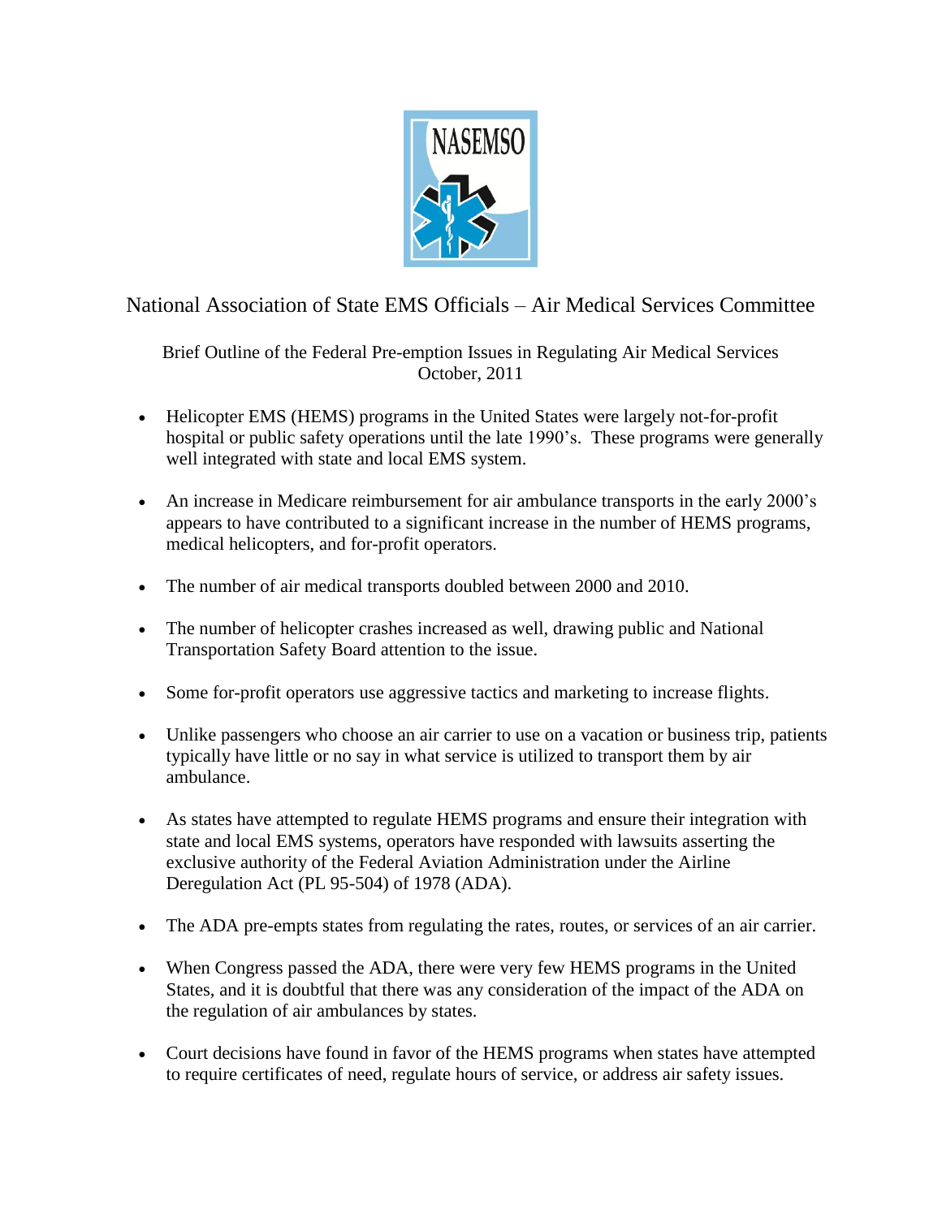# National Association of State EMS Officials – Air Medical Services Committee

Brief Outline of the Federal Pre-emption Issues in Regulating Air Medical Services
October, 2011

- Helicopter EMS (HEMS) programs in the United States were largely not-for-profit hospital or public safety operations until the late 1990's. These programs were generally well integrated with state and local EMS system.
- An increase in Medicare reimbursement for air ambulance transports in the early 2000's appears to have contributed to a significant increase in the number of HEMS programs, medical helicopters, and for-profit operators.
- The number of air medical transports doubled between 2000 and 2010.
- The number of helicopter crashes increased as well, drawing public and National Transportation Safety Board attention to the issue.
- Some for-profit operators use aggressive tactics and marketing to increase flights.
- Unlike passengers who choose an air carrier to use on a vacation or business trip, patients typically have little or no say in what service is utilized to transport them by air ambulance.
- As states have attempted to regulate HEMS programs and ensure their integration with state and local EMS systems, operators have responded with lawsuits asserting the exclusive authority of the Federal Aviation Administration under the Airline Deregulation Act (PL 95-504) of 1978 (ADA).
- The ADA pre-empts states from regulating the rates, routes, or services of an air carrier.
- When Congress passed the ADA, there were very few HEMS programs in the United States, and it is doubtful that there was any consideration of the impact of the ADA on the regulation of air ambulances by states.
- Court decisions have found in favor of the HEMS programs when states have attempted to require certificates of need, regulate hours of service, or address air safety issues.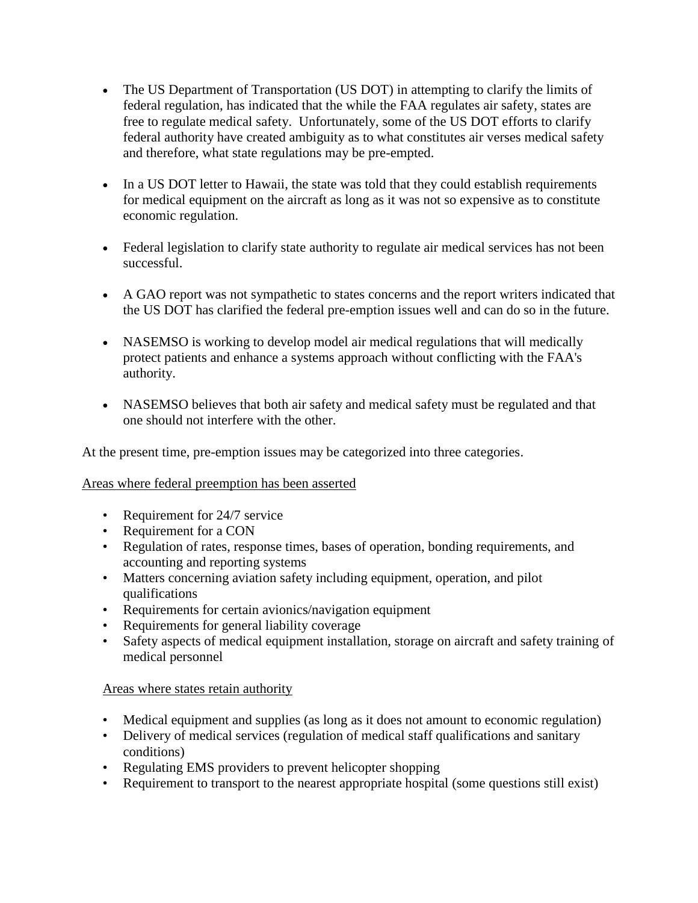- The US Department of Transportation (US DOT) in attempting to clarify the limits of federal regulation, has indicated that the while the FAA regulates air safety, states are free to regulate medical safety. Unfortunately, some of the US DOT efforts to clarify federal authority have created ambiguity as to what constitutes air verses medical safety and therefore, what state regulations may be pre-empted.

- In a US DOT letter to Hawaii, the state was told that they could establish requirements for medical equipment on the aircraft as long as it was not so expensive as to constitute economic regulation.

- Federal legislation to clarify state authority to regulate air medical services has not been successful.

- A GAO report was not sympathetic to states concerns and the report writers indicated that the US DOT has clarified the federal pre-emption issues well and can do so in the future.

- NASEMSO is working to develop model air medical regulations that will medically protect patients and enhance a systems approach without conflicting with the FAA's authority.

- NASEMSO believes that both air safety and medical safety must be regulated and that one should not interfere with the other.

At the present time, pre-emption issues may be categorized into three categories.

<u>Areas where federal preemption has been asserted</u>

- Requirement for 24/7 service
- Requirement for a CON
- Regulation of rates, response times, bases of operation, bonding requirements, and accounting and reporting systems
- Matters concerning aviation safety including equipment, operation, and pilot qualifications
- Requirements for certain avionics/navigation equipment
- Requirements for general liability coverage
- Safety aspects of medical equipment installation, storage on aircraft and safety training of medical personnel

<u>Areas where states retain authority</u>

- Medical equipment and supplies (as long as it does not amount to economic regulation)
- Delivery of medical services (regulation of medical staff qualifications and sanitary conditions)
- Regulating EMS providers to prevent helicopter shopping
- Requirement to transport to the nearest appropriate hospital (some questions still exist)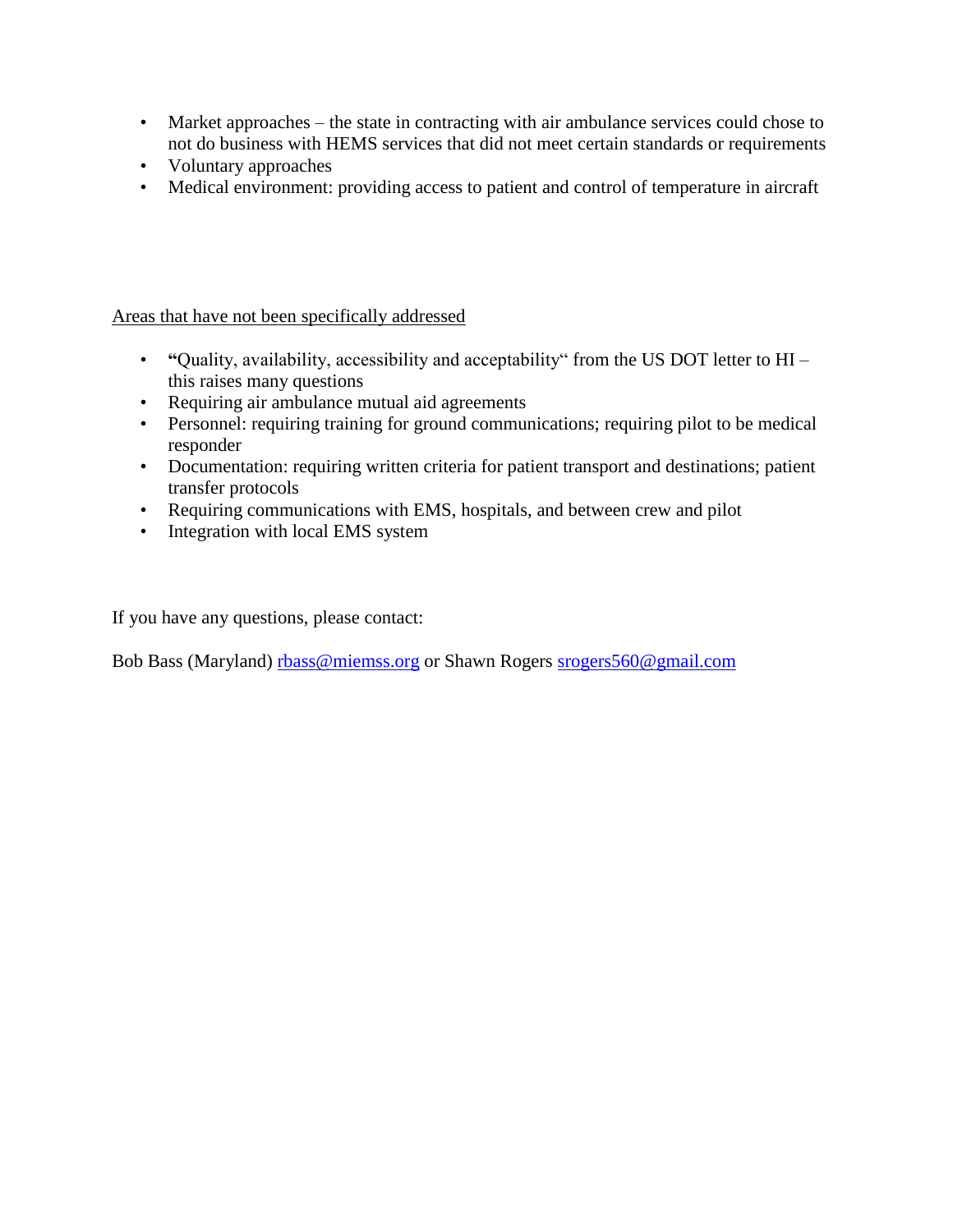- Market approaches – the state in contracting with air ambulance services could chose to not do business with HEMS services that did not meet certain standards or requirements
- Voluntary approaches
- Medical environment: providing access to patient and control of temperature in aircraft

<u>Areas that have not been specifically addressed</u>

- **"**Quality, availability, accessibility and acceptability" from the US DOT letter to HI – this raises many questions
- Requiring air ambulance mutual aid agreements
- Personnel: requiring training for ground communications; requiring pilot to be medical responder
- Documentation: requiring written criteria for patient transport and destinations; patient transfer protocols
- Requiring communications with EMS, hospitals, and between crew and pilot
- Integration with local EMS system

If you have any questions, please contact:

Bob Bass (Maryland) rbass@miemss.org or Shawn Rogers srogers560@gmail.com